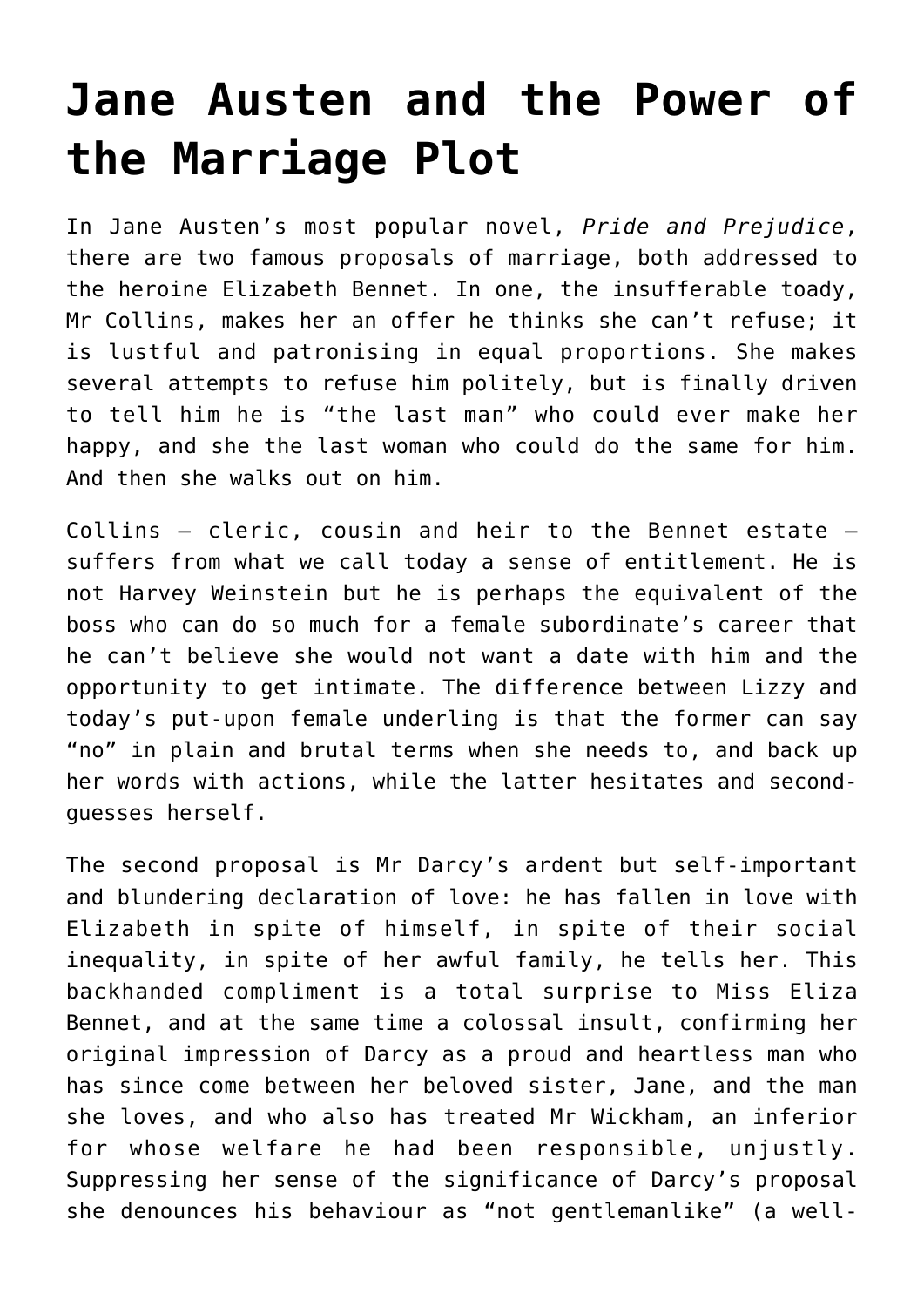# Jane Austen and the Power of the Marriage Plot

In Jane Austen's most popular novel, *Pride and Prejudice*, there are two famous proposals of marriage, both addressed to the heroine Elizabeth Bennet. In one, the insufferable toady, Mr Collins, makes her an offer he thinks she can't refuse; it is lustful and patronising in equal proportions. She makes several attempts to refuse him politely, but is finally driven to tell him he is "the last man" who could ever make her happy, and she the last woman who could do the same for him. And then she walks out on him.

Collins – cleric, cousin and heir to the Bennet estate – suffers from what we call today a sense of entitlement. He is not Harvey Weinstein but he is perhaps the equivalent of the boss who can do so much for a female subordinate's career that he can't believe she would not want a date with him and the opportunity to get intimate. The difference between Lizzy and today's put-upon female underling is that the former can say "no" in plain and brutal terms when she needs to, and back up her words with actions, while the latter hesitates and second-guesses herself.

The second proposal is Mr Darcy's ardent but self-important and blundering declaration of love: he has fallen in love with Elizabeth in spite of himself, in spite of their social inequality, in spite of her awful family, he tells her. This backhanded compliment is a total surprise to Miss Eliza Bennet, and at the same time a colossal insult, confirming her original impression of Darcy as a proud and heartless man who has since come between her beloved sister, Jane, and the man she loves, and who also has treated Mr Wickham, an inferior for whose welfare he had been responsible, unjustly. Suppressing her sense of the significance of Darcy's proposal she denounces his behaviour as "not gentlemanlike" (a well-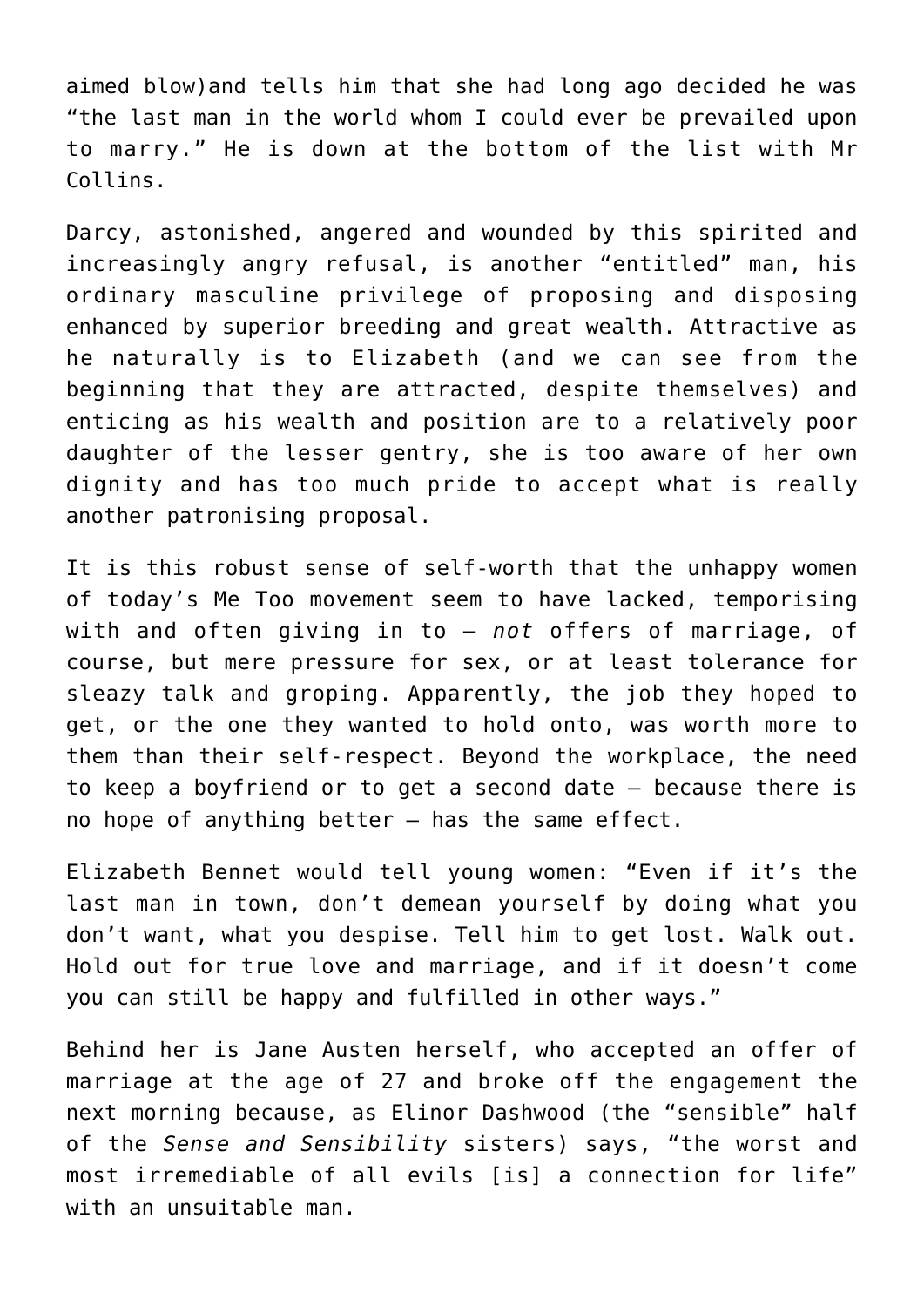aimed blow)and tells him that she had long ago decided he was "the last man in the world whom I could ever be prevailed upon to marry." He is down at the bottom of the list with Mr Collins.

Darcy, astonished, angered and wounded by this spirited and increasingly angry refusal, is another "entitled" man, his ordinary masculine privilege of proposing and disposing enhanced by superior breeding and great wealth. Attractive as he naturally is to Elizabeth (and we can see from the beginning that they are attracted, despite themselves) and enticing as his wealth and position are to a relatively poor daughter of the lesser gentry, she is too aware of her own dignity and has too much pride to accept what is really another patronising proposal.

It is this robust sense of self-worth that the unhappy women of today's Me Too movement seem to have lacked, temporising with and often giving in to – *not* offers of marriage, of course, but mere pressure for sex, or at least tolerance for sleazy talk and groping. Apparently, the job they hoped to get, or the one they wanted to hold onto, was worth more to them than their self-respect. Beyond the workplace, the need to keep a boyfriend or to get a second date – because there is no hope of anything better – has the same effect.

Elizabeth Bennet would tell young women: "Even if it's the last man in town, don't demean yourself by doing what you don't want, what you despise. Tell him to get lost. Walk out. Hold out for true love and marriage, and if it doesn't come you can still be happy and fulfilled in other ways."

Behind her is Jane Austen herself, who accepted an offer of marriage at the age of 27 and broke off the engagement the next morning because, as Elinor Dashwood (the "sensible" half of the *Sense and Sensibility* sisters) says, "the worst and most irremediable of all evils [is] a connection for life" with an unsuitable man.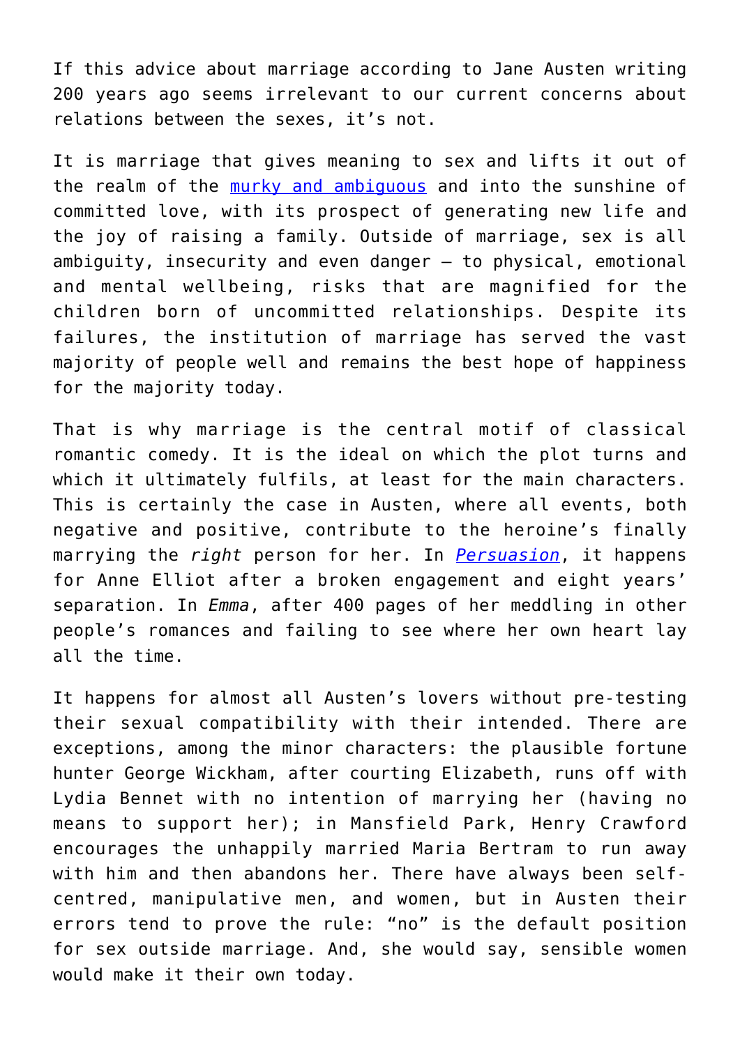If this advice about marriage according to Jane Austen writing 200 years ago seems irrelevant to our current concerns about relations between the sexes, it’s not.

It is marriage that gives meaning to sex and lifts it out of the realm of the murky and ambiguous and into the sunshine of committed love, with its prospect of generating new life and the joy of raising a family. Outside of marriage, sex is all ambiguity, insecurity and even danger – to physical, emotional and mental wellbeing, risks that are magnified for the children born of uncommitted relationships. Despite its failures, the institution of marriage has served the vast majority of people well and remains the best hope of happiness for the majority today.

That is why marriage is the central motif of classical romantic comedy. It is the ideal on which the plot turns and which it ultimately fulfils, at least for the main characters. This is certainly the case in Austen, where all events, both negative and positive, contribute to the heroine’s finally marrying the *right* person for her. In *Persuasion*, it happens for Anne Elliot after a broken engagement and eight years’ separation. In *Emma*, after 400 pages of her meddling in other people’s romances and failing to see where her own heart lay all the time.

It happens for almost all Austen’s lovers without pre-testing their sexual compatibility with their intended. There are exceptions, among the minor characters: the plausible fortune hunter George Wickham, after courting Elizabeth, runs off with Lydia Bennet with no intention of marrying her (having no means to support her); in Mansfield Park, Henry Crawford encourages the unhappily married Maria Bertram to run away with him and then abandons her. There have always been self-centred, manipulative men, and women, but in Austen their errors tend to prove the rule: “no” is the default position for sex outside marriage. And, she would say, sensible women would make it their own today.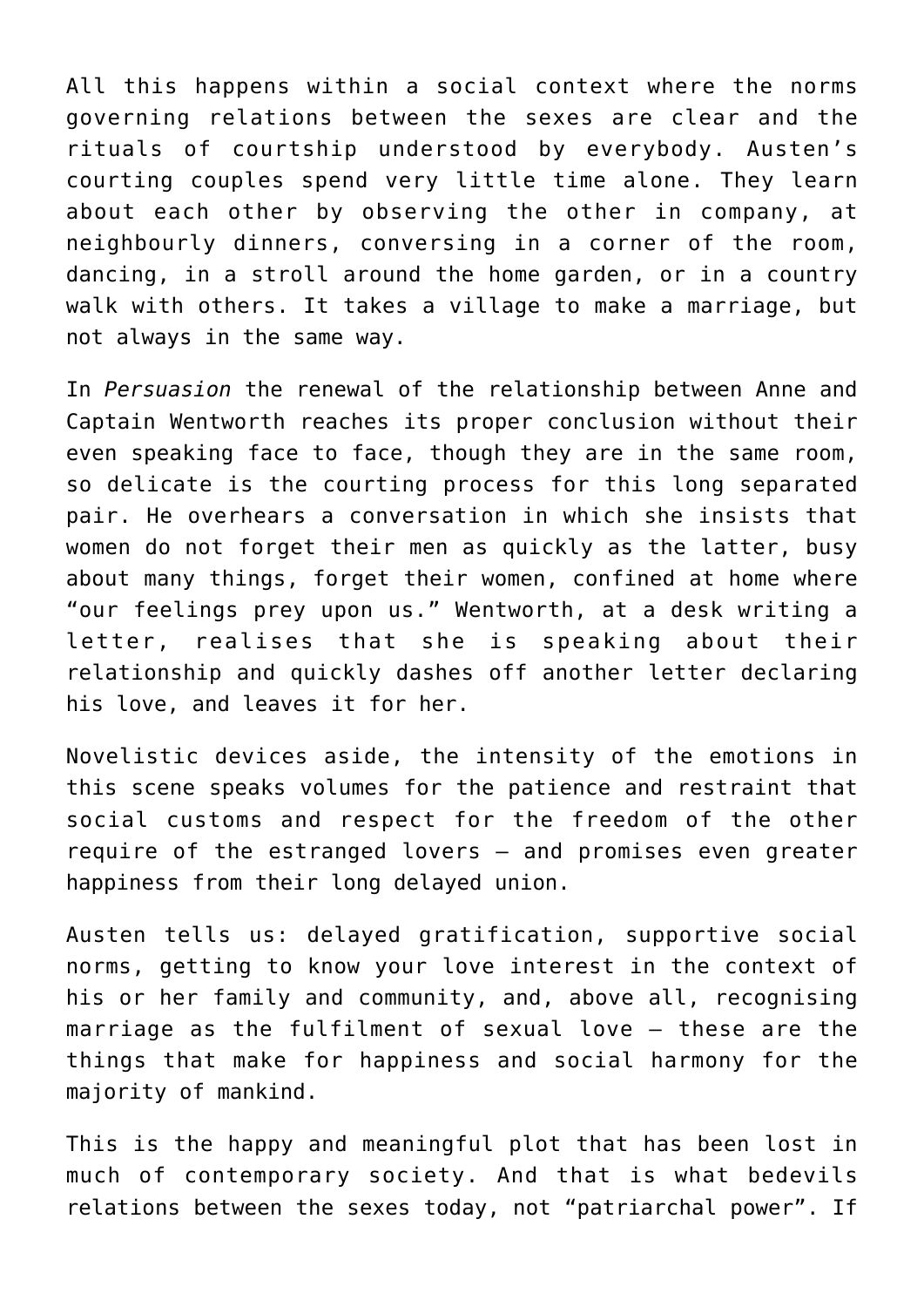All this happens within a social context where the norms governing relations between the sexes are clear and the rituals of courtship understood by everybody. Austen's courting couples spend very little time alone. They learn about each other by observing the other in company, at neighbourly dinners, conversing in a corner of the room, dancing, in a stroll around the home garden, or in a country walk with others. It takes a village to make a marriage, but not always in the same way.

In *Persuasion* the renewal of the relationship between Anne and Captain Wentworth reaches its proper conclusion without their even speaking face to face, though they are in the same room, so delicate is the courting process for this long separated pair. He overhears a conversation in which she insists that women do not forget their men as quickly as the latter, busy about many things, forget their women, confined at home where "our feelings prey upon us." Wentworth, at a desk writing a letter, realises that she is speaking about their relationship and quickly dashes off another letter declaring his love, and leaves it for her.

Novelistic devices aside, the intensity of the emotions in this scene speaks volumes for the patience and restraint that social customs and respect for the freedom of the other require of the estranged lovers – and promises even greater happiness from their long delayed union.

Austen tells us: delayed gratification, supportive social norms, getting to know your love interest in the context of his or her family and community, and, above all, recognising marriage as the fulfilment of sexual love – these are the things that make for happiness and social harmony for the majority of mankind.

This is the happy and meaningful plot that has been lost in much of contemporary society. And that is what bedevils relations between the sexes today, not "patriarchal power". If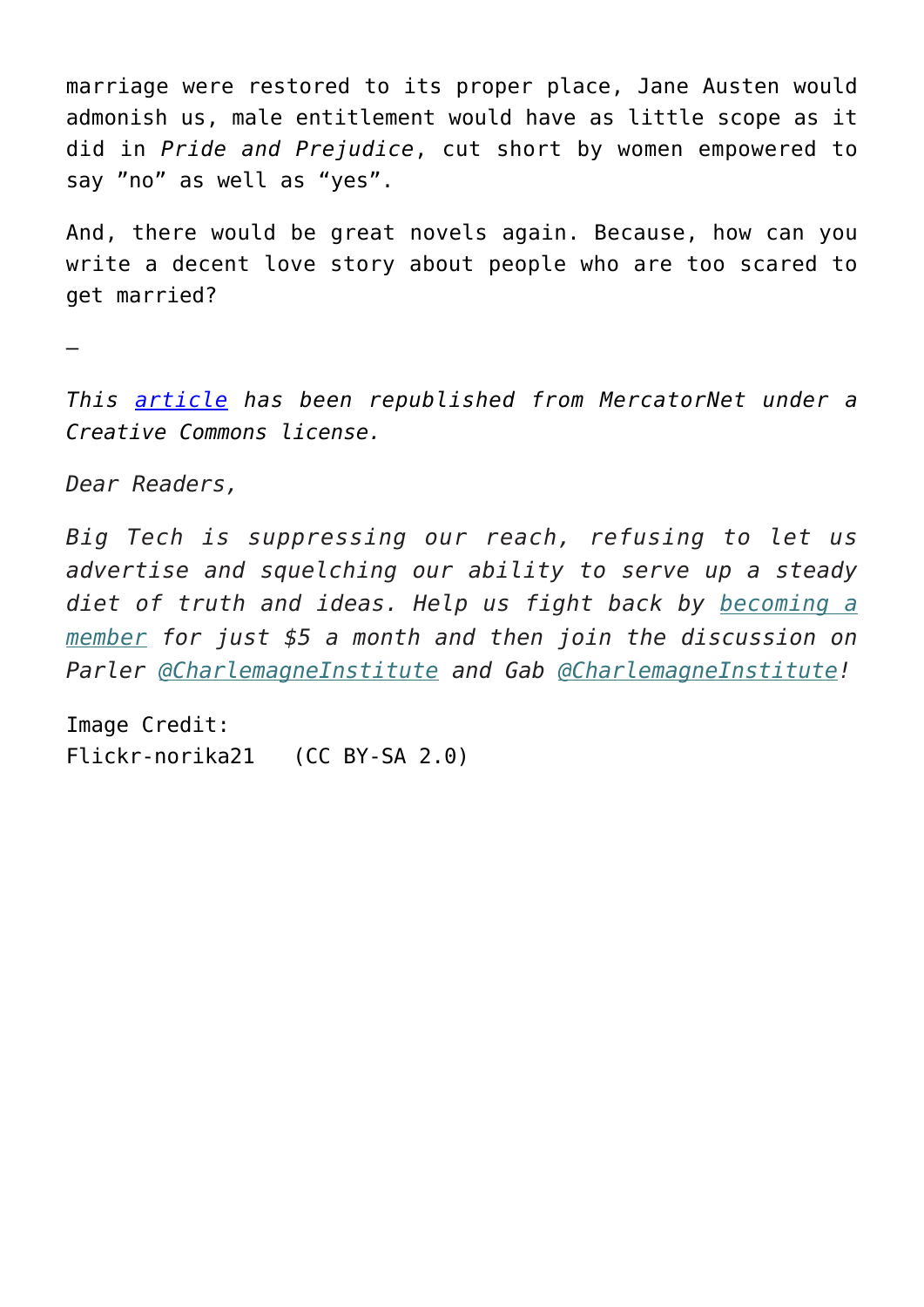marriage were restored to its proper place, Jane Austen would admonish us, male entitlement would have as little scope as it did in *Pride and Prejudice*, cut short by women empowered to say ”no” as well as “yes”.

And, there would be great novels again. Because, how can you write a decent love story about people who are too scared to get married?

—

*This article has been republished from MercatorNet under a Creative Commons license.*

*Dear Readers,*

*Big Tech is suppressing our reach, refusing to let us advertise and squelching our ability to serve up a steady diet of truth and ideas. Help us fight back by becoming a member for just $5 a month and then join the discussion on Parler @CharlemagneInstitute and Gab @CharlemagneInstitute!*

Image Credit:
Flickr-norika21 (CC BY-SA 2.0)